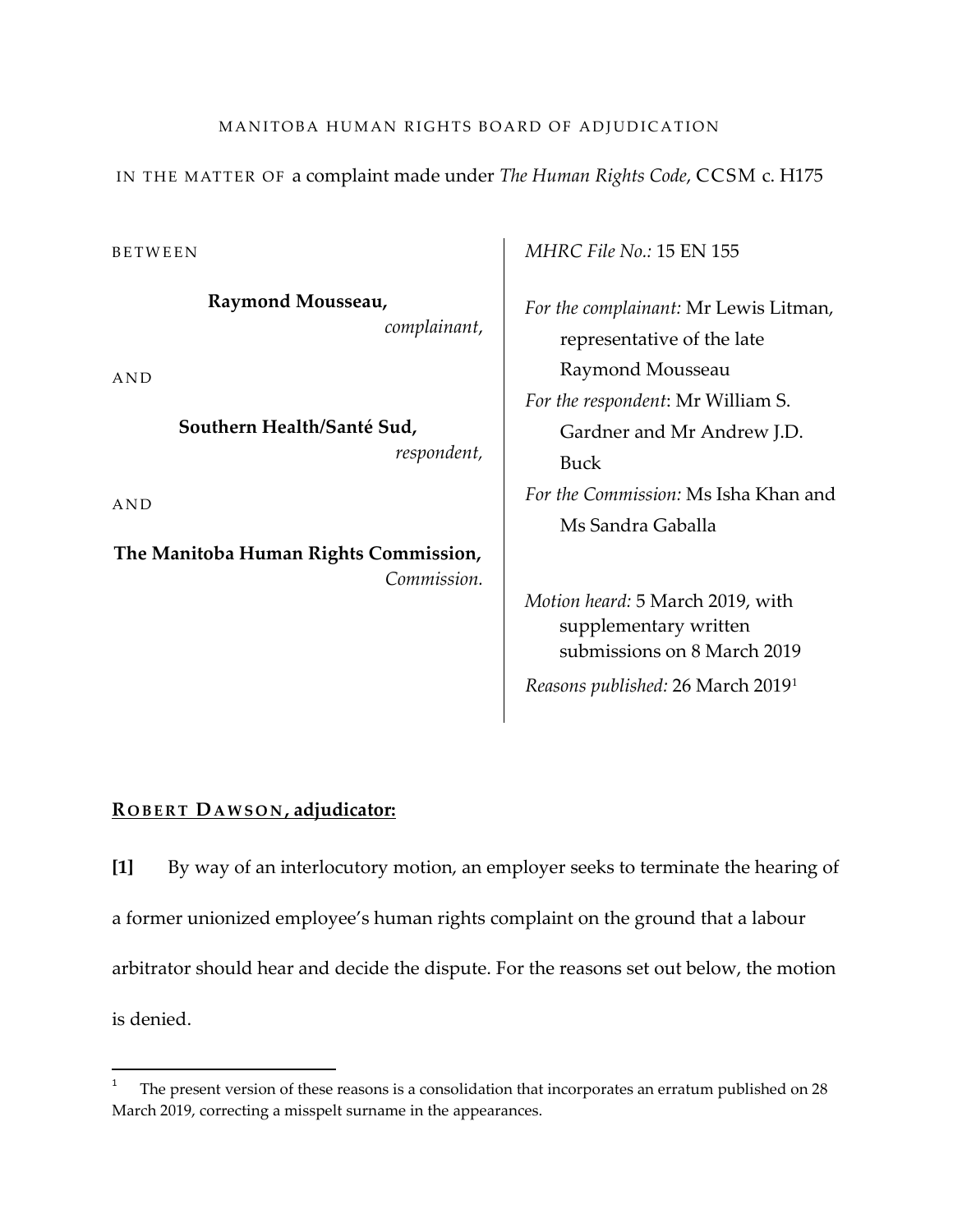MANITOBA HUMAN RIGHTS BOARD OF ADJUDICATION

IN THE MATTER OF a complaint made under *The Human Rights Code*, CCSM c. H175

BETWEEN

**Raymond Mousseau,**
*complainant,*

AND

**Southern Health/Santé Sud,**
*respondent,*

AND

**The Manitoba Human Rights Commission,**
*Commission.*

*MHRC File No.:* 15 EN 155

*For the complainant:* Mr Lewis Litman, representative of the late Raymond Mousseau

*For the respondent*: Mr William S. Gardner and Mr Andrew J.D. Buck

*For the Commission:* Ms Isha Khan and Ms Sandra Gaballa

*Motion heard:* 5 March 2019, with supplementary written submissions on 8 March 2019

*Reasons published:* 26 March 2019[1]

**<u>ROBERT DAWSON</u>, adjudicator:**

**[1]** By way of an interlocutory motion, an employer seeks to terminate the hearing of a former unionized employee's human rights complaint on the ground that a labour arbitrator should hear and decide the dispute. For the reasons set out below, the motion is denied.

[1] The present version of these reasons is a consolidation that incorporates an erratum published on 28 March 2019, correcting a misspelt surname in the appearances.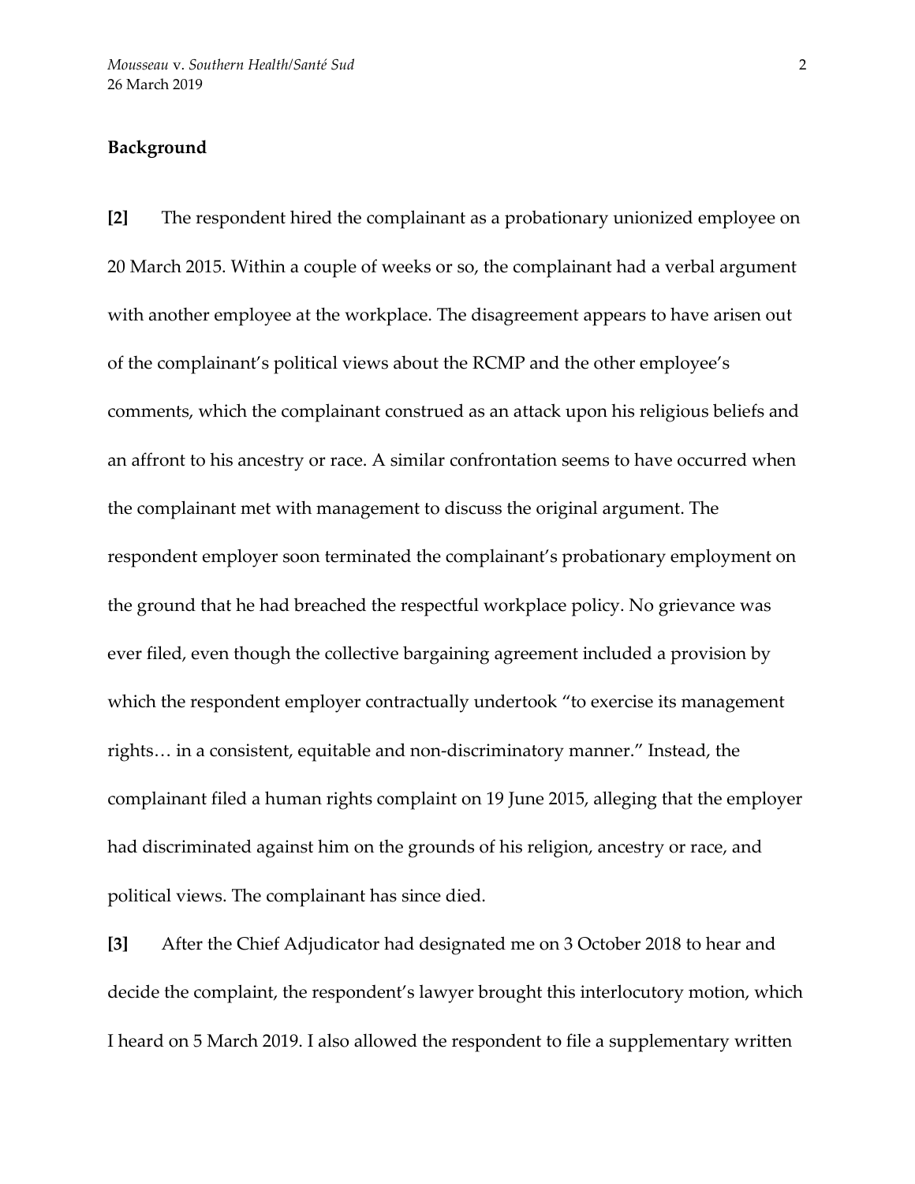**Background**

**[2]** The respondent hired the complainant as a probationary unionized employee on 20 March 2015. Within a couple of weeks or so, the complainant had a verbal argument with another employee at the workplace. The disagreement appears to have arisen out of the complainant's political views about the RCMP and the other employee's comments, which the complainant construed as an attack upon his religious beliefs and an affront to his ancestry or race. A similar confrontation seems to have occurred when the complainant met with management to discuss the original argument. The respondent employer soon terminated the complainant's probationary employment on the ground that he had breached the respectful workplace policy. No grievance was ever filed, even though the collective bargaining agreement included a provision by which the respondent employer contractually undertook "to exercise its management rights… in a consistent, equitable and non-discriminatory manner." Instead, the complainant filed a human rights complaint on 19 June 2015, alleging that the employer had discriminated against him on the grounds of his religion, ancestry or race, and political views. The complainant has since died.

**[3]** After the Chief Adjudicator had designated me on 3 October 2018 to hear and decide the complaint, the respondent's lawyer brought this interlocutory motion, which I heard on 5 March 2019. I also allowed the respondent to file a supplementary written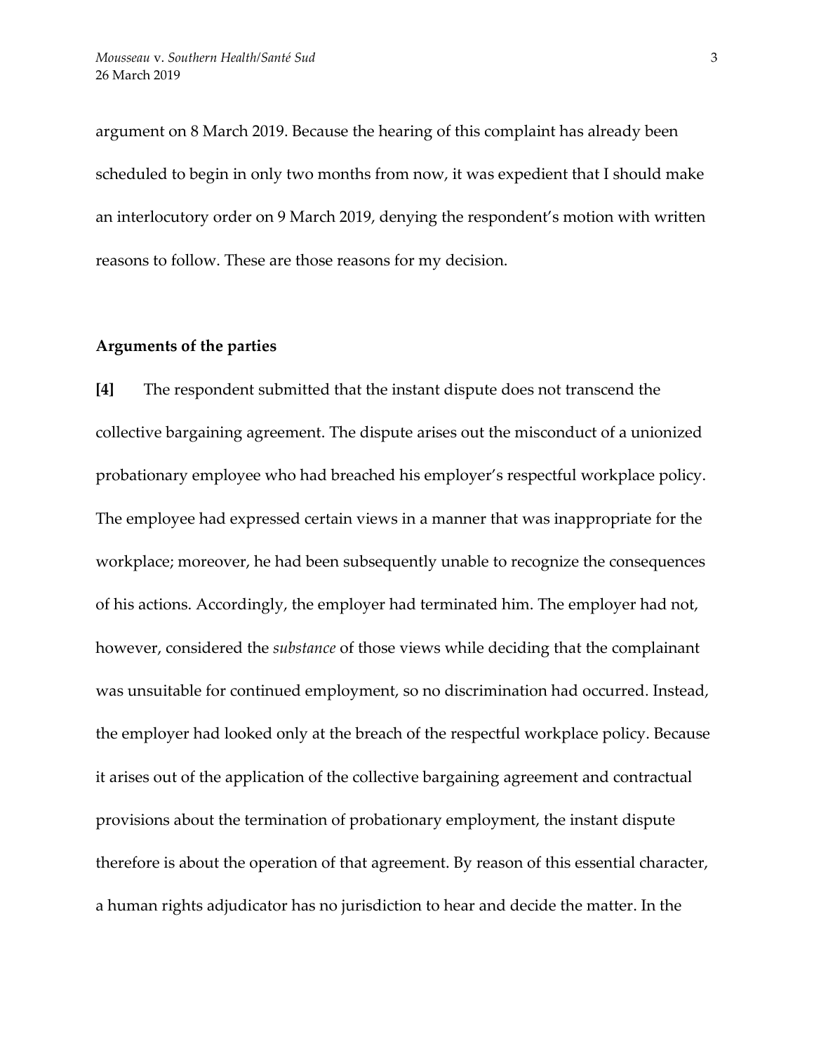argument on 8 March 2019. Because the hearing of this complaint has already been scheduled to begin in only two months from now, it was expedient that I should make an interlocutory order on 9 March 2019, denying the respondent's motion with written reasons to follow. These are those reasons for my decision.

## Arguments of the parties

**[4]** The respondent submitted that the instant dispute does not transcend the collective bargaining agreement. The dispute arises out the misconduct of a unionized probationary employee who had breached his employer's respectful workplace policy. The employee had expressed certain views in a manner that was inappropriate for the workplace; moreover, he had been subsequently unable to recognize the consequences of his actions. Accordingly, the employer had terminated him. The employer had not, however, considered the *substance* of those views while deciding that the complainant was unsuitable for continued employment, so no discrimination had occurred. Instead, the employer had looked only at the breach of the respectful workplace policy. Because it arises out of the application of the collective bargaining agreement and contractual provisions about the termination of probationary employment, the instant dispute therefore is about the operation of that agreement. By reason of this essential character, a human rights adjudicator has no jurisdiction to hear and decide the matter. In the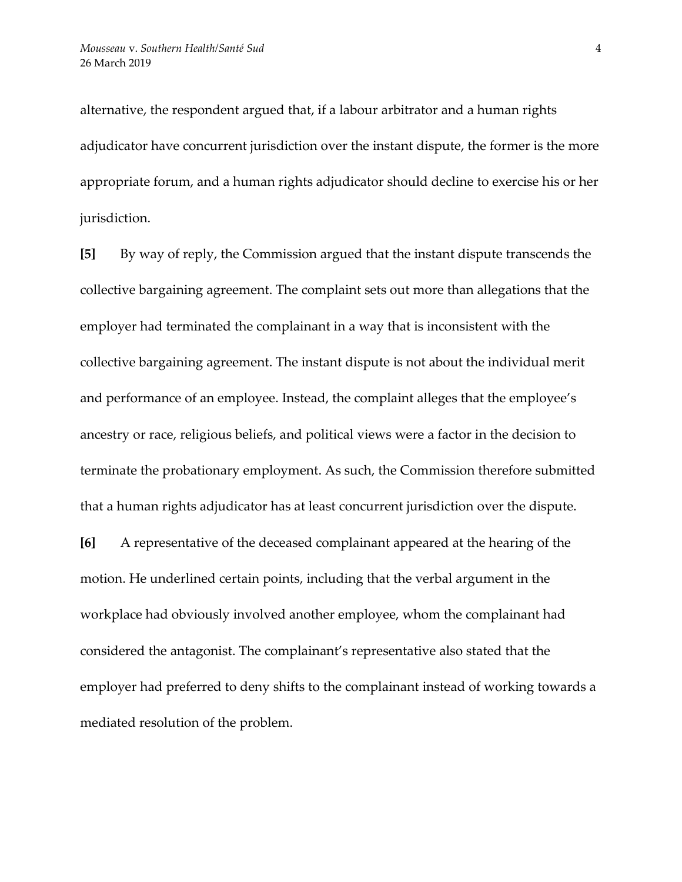alternative, the respondent argued that, if a labour arbitrator and a human rights adjudicator have concurrent jurisdiction over the instant dispute, the former is the more appropriate forum, and a human rights adjudicator should decline to exercise his or her jurisdiction.

**[5]** By way of reply, the Commission argued that the instant dispute transcends the collective bargaining agreement. The complaint sets out more than allegations that the employer had terminated the complainant in a way that is inconsistent with the collective bargaining agreement. The instant dispute is not about the individual merit and performance of an employee. Instead, the complaint alleges that the employee's ancestry or race, religious beliefs, and political views were a factor in the decision to terminate the probationary employment. As such, the Commission therefore submitted that a human rights adjudicator has at least concurrent jurisdiction over the dispute.

**[6]** A representative of the deceased complainant appeared at the hearing of the motion. He underlined certain points, including that the verbal argument in the workplace had obviously involved another employee, whom the complainant had considered the antagonist. The complainant's representative also stated that the employer had preferred to deny shifts to the complainant instead of working towards a mediated resolution of the problem.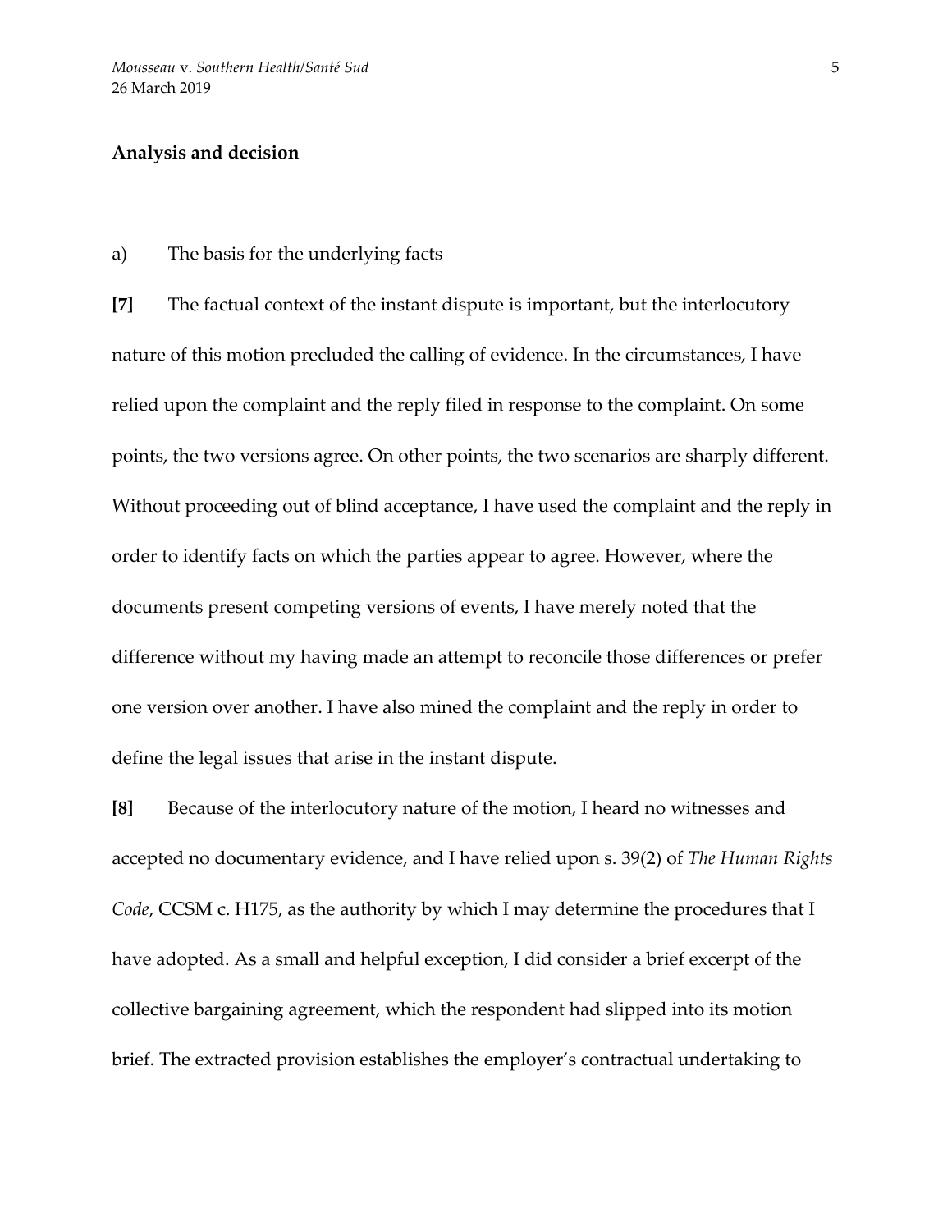**Analysis and decision**

a) The basis for the underlying facts

**[7]** The factual context of the instant dispute is important, but the interlocutory nature of this motion precluded the calling of evidence. In the circumstances, I have relied upon the complaint and the reply filed in response to the complaint. On some points, the two versions agree. On other points, the two scenarios are sharply different. Without proceeding out of blind acceptance, I have used the complaint and the reply in order to identify facts on which the parties appear to agree. However, where the documents present competing versions of events, I have merely noted that the difference without my having made an attempt to reconcile those differences or prefer one version over another. I have also mined the complaint and the reply in order to define the legal issues that arise in the instant dispute.

**[8]** Because of the interlocutory nature of the motion, I heard no witnesses and accepted no documentary evidence, and I have relied upon s. 39(2) of *The Human Rights Code*, CCSM c. H175, as the authority by which I may determine the procedures that I have adopted. As a small and helpful exception, I did consider a brief excerpt of the collective bargaining agreement, which the respondent had slipped into its motion brief. The extracted provision establishes the employer's contractual undertaking to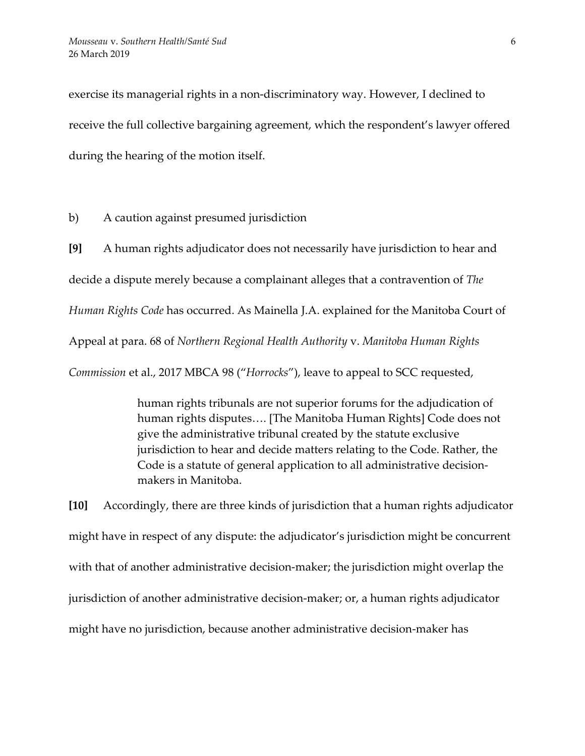exercise its managerial rights in a non-discriminatory way. However, I declined to receive the full collective bargaining agreement, which the respondent's lawyer offered during the hearing of the motion itself.

b) A caution against presumed jurisdiction

**[9]** A human rights adjudicator does not necessarily have jurisdiction to hear and decide a dispute merely because a complainant alleges that a contravention of *The Human Rights Code* has occurred. As Mainella J.A. explained for the Manitoba Court of Appeal at para. 68 of *Northern Regional Health Authority* v. *Manitoba Human Rights Commission* et al., 2017 MBCA 98 ("*Horrocks*"), leave to appeal to SCC requested,

> human rights tribunals are not superior forums for the adjudication of human rights disputes…. [The Manitoba Human Rights] Code does not give the administrative tribunal created by the statute exclusive jurisdiction to hear and decide matters relating to the Code. Rather, the Code is a statute of general application to all administrative decision-makers in Manitoba.

**[10]** Accordingly, there are three kinds of jurisdiction that a human rights adjudicator might have in respect of any dispute: the adjudicator's jurisdiction might be concurrent with that of another administrative decision-maker; the jurisdiction might overlap the jurisdiction of another administrative decision-maker; or, a human rights adjudicator might have no jurisdiction, because another administrative decision-maker has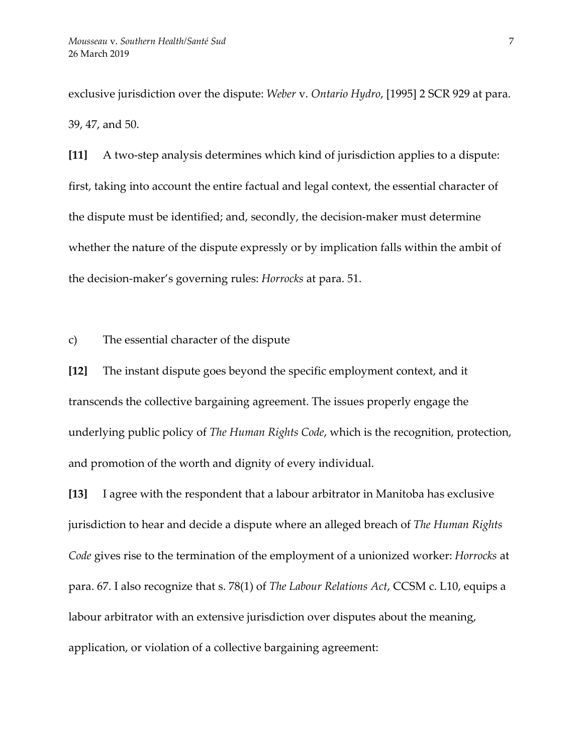exclusive jurisdiction over the dispute: *Weber* v. *Ontario Hydro*, [1995] 2 SCR 929 at para. 39, 47, and 50.

**[11]** A two-step analysis determines which kind of jurisdiction applies to a dispute: first, taking into account the entire factual and legal context, the essential character of the dispute must be identified; and, secondly, the decision-maker must determine whether the nature of the dispute expressly or by implication falls within the ambit of the decision-maker's governing rules: *Horrocks* at para. 51.

c) The essential character of the dispute

**[12]** The instant dispute goes beyond the specific employment context, and it transcends the collective bargaining agreement. The issues properly engage the underlying public policy of *The Human Rights Code*, which is the recognition, protection, and promotion of the worth and dignity of every individual.

**[13]** I agree with the respondent that a labour arbitrator in Manitoba has exclusive jurisdiction to hear and decide a dispute where an alleged breach of *The Human Rights Code* gives rise to the termination of the employment of a unionized worker: *Horrocks* at para. 67. I also recognize that s. 78(1) of *The Labour Relations Act*, CCSM c. L10, equips a labour arbitrator with an extensive jurisdiction over disputes about the meaning, application, or violation of a collective bargaining agreement: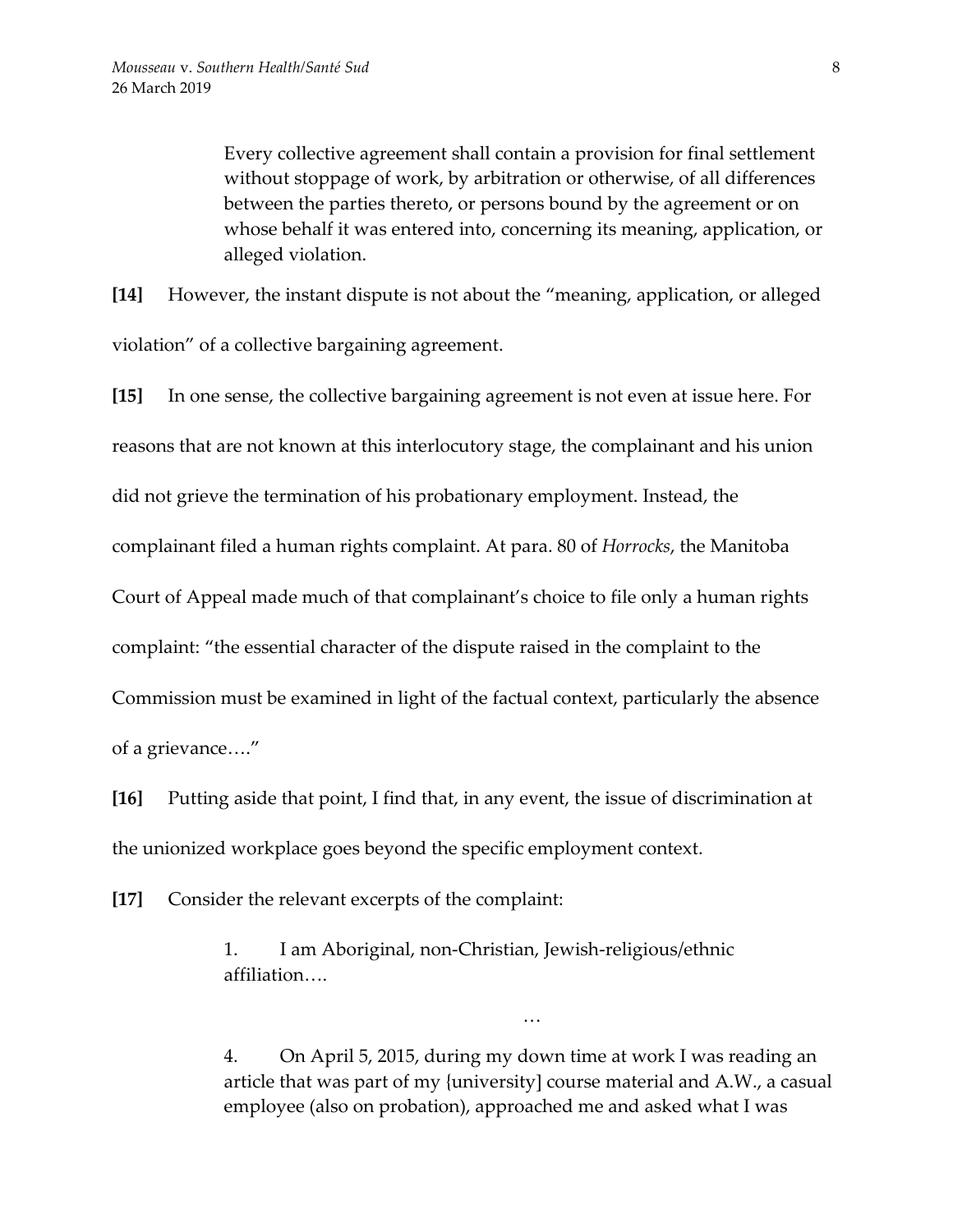> Every collective agreement shall contain a provision for final settlement without stoppage of work, by arbitration or otherwise, of all differences between the parties thereto, or persons bound by the agreement or on whose behalf it was entered into, concerning its meaning, application, or alleged violation.

**[14]** However, the instant dispute is not about the "meaning, application, or alleged violation" of a collective bargaining agreement.

**[15]** In one sense, the collective bargaining agreement is not even at issue here. For reasons that are not known at this interlocutory stage, the complainant and his union did not grieve the termination of his probationary employment. Instead, the complainant filed a human rights complaint. At para. 80 of *Horrocks*, the Manitoba Court of Appeal made much of that complainant's choice to file only a human rights complaint: "the essential character of the dispute raised in the complaint to the Commission must be examined in light of the factual context, particularly the absence of a grievance…."

**[16]** Putting aside that point, I find that, in any event, the issue of discrimination at the unionized workplace goes beyond the specific employment context.

**[17]** Consider the relevant excerpts of the complaint:

> 1. I am Aboriginal, non-Christian, Jewish-religious/ethnic affiliation….
>
> …
>
> 4. On April 5, 2015, during my down time at work I was reading an article that was part of my {university] course material and A.W., a casual employee (also on probation), approached me and asked what I was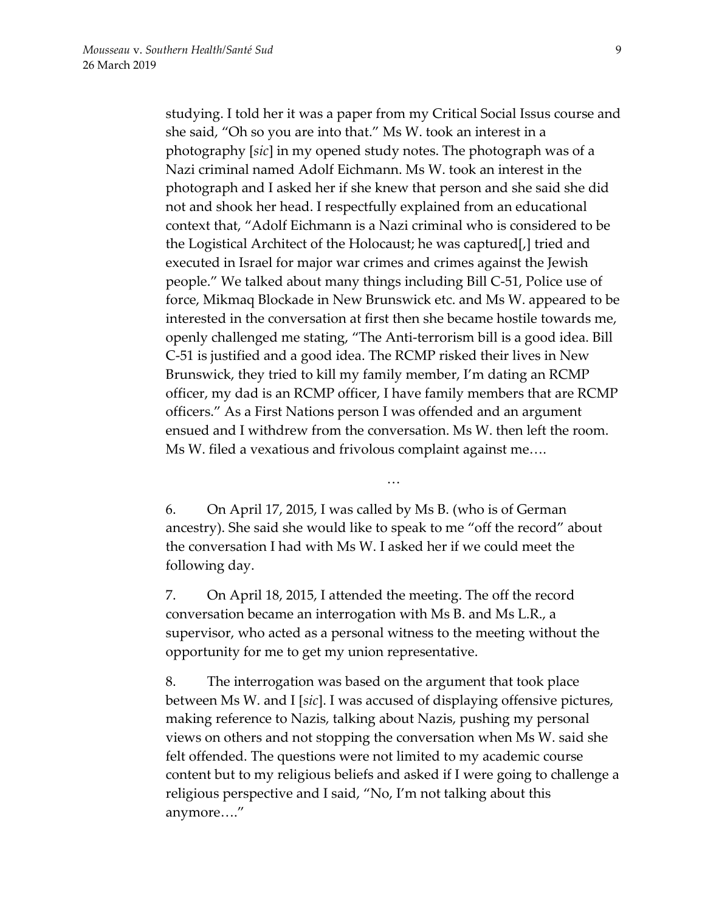studying. I told her it was a paper from my Critical Social Issus course and she said, "Oh so you are into that." Ms W. took an interest in a photography [*sic*] in my opened study notes. The photograph was of a Nazi criminal named Adolf Eichmann. Ms W. took an interest in the photograph and I asked her if she knew that person and she said she did not and shook her head. I respectfully explained from an educational context that, "Adolf Eichmann is a Nazi criminal who is considered to be the Logistical Architect of the Holocaust; he was captured[,] tried and executed in Israel for major war crimes and crimes against the Jewish people." We talked about many things including Bill C-51, Police use of force, Mikmaq Blockade in New Brunswick etc. and Ms W. appeared to be interested in the conversation at first then she became hostile towards me, openly challenged me stating, "The Anti-terrorism bill is a good idea. Bill C-51 is justified and a good idea. The RCMP risked their lives in New Brunswick, they tried to kill my family member, I'm dating an RCMP officer, my dad is an RCMP officer, I have family members that are RCMP officers." As a First Nations person I was offended and an argument ensued and I withdrew from the conversation. Ms W. then left the room. Ms W. filed a vexatious and frivolous complaint against me….

…

6. On April 17, 2015, I was called by Ms B. (who is of German ancestry). She said she would like to speak to me "off the record" about the conversation I had with Ms W. I asked her if we could meet the following day.

7. On April 18, 2015, I attended the meeting. The off the record conversation became an interrogation with Ms B. and Ms L.R., a supervisor, who acted as a personal witness to the meeting without the opportunity for me to get my union representative.

8. The interrogation was based on the argument that took place between Ms W. and I [*sic*]. I was accused of displaying offensive pictures, making reference to Nazis, talking about Nazis, pushing my personal views on others and not stopping the conversation when Ms W. said she felt offended. The questions were not limited to my academic course content but to my religious beliefs and asked if I were going to challenge a religious perspective and I said, "No, I'm not talking about this anymore…."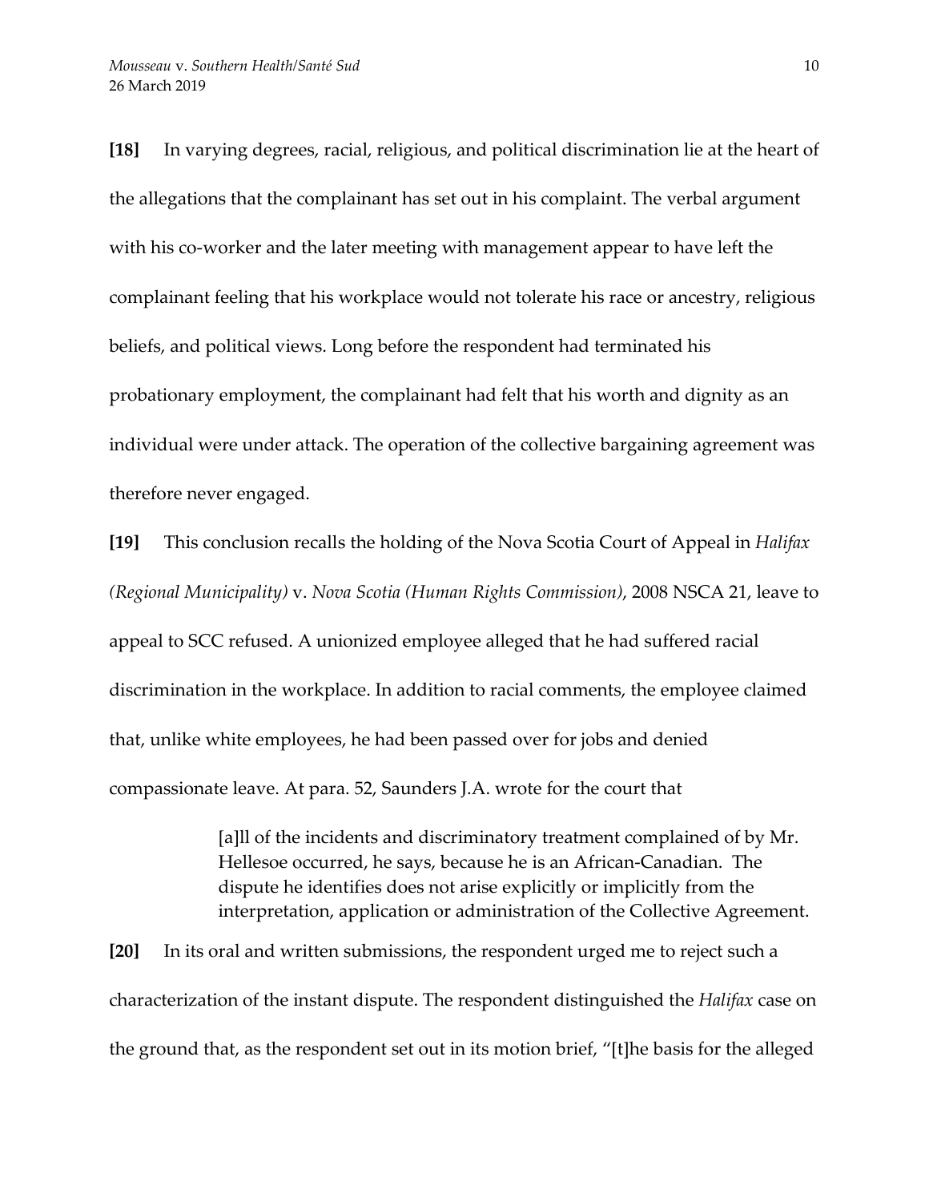**[18]** In varying degrees, racial, religious, and political discrimination lie at the heart of the allegations that the complainant has set out in his complaint. The verbal argument with his co-worker and the later meeting with management appear to have left the complainant feeling that his workplace would not tolerate his race or ancestry, religious beliefs, and political views. Long before the respondent had terminated his probationary employment, the complainant had felt that his worth and dignity as an individual were under attack. The operation of the collective bargaining agreement was therefore never engaged.

**[19]** This conclusion recalls the holding of the Nova Scotia Court of Appeal in *Halifax (Regional Municipality)* v. *Nova Scotia (Human Rights Commission)*, 2008 NSCA 21, leave to appeal to SCC refused. A unionized employee alleged that he had suffered racial discrimination in the workplace. In addition to racial comments, the employee claimed that, unlike white employees, he had been passed over for jobs and denied compassionate leave. At para. 52, Saunders J.A. wrote for the court that

> [a]ll of the incidents and discriminatory treatment complained of by Mr. Hellesoe occurred, he says, because he is an African-Canadian. The dispute he identifies does not arise explicitly or implicitly from the interpretation, application or administration of the Collective Agreement.

**[20]** In its oral and written submissions, the respondent urged me to reject such a characterization of the instant dispute. The respondent distinguished the *Halifax* case on the ground that, as the respondent set out in its motion brief, "[t]he basis for the alleged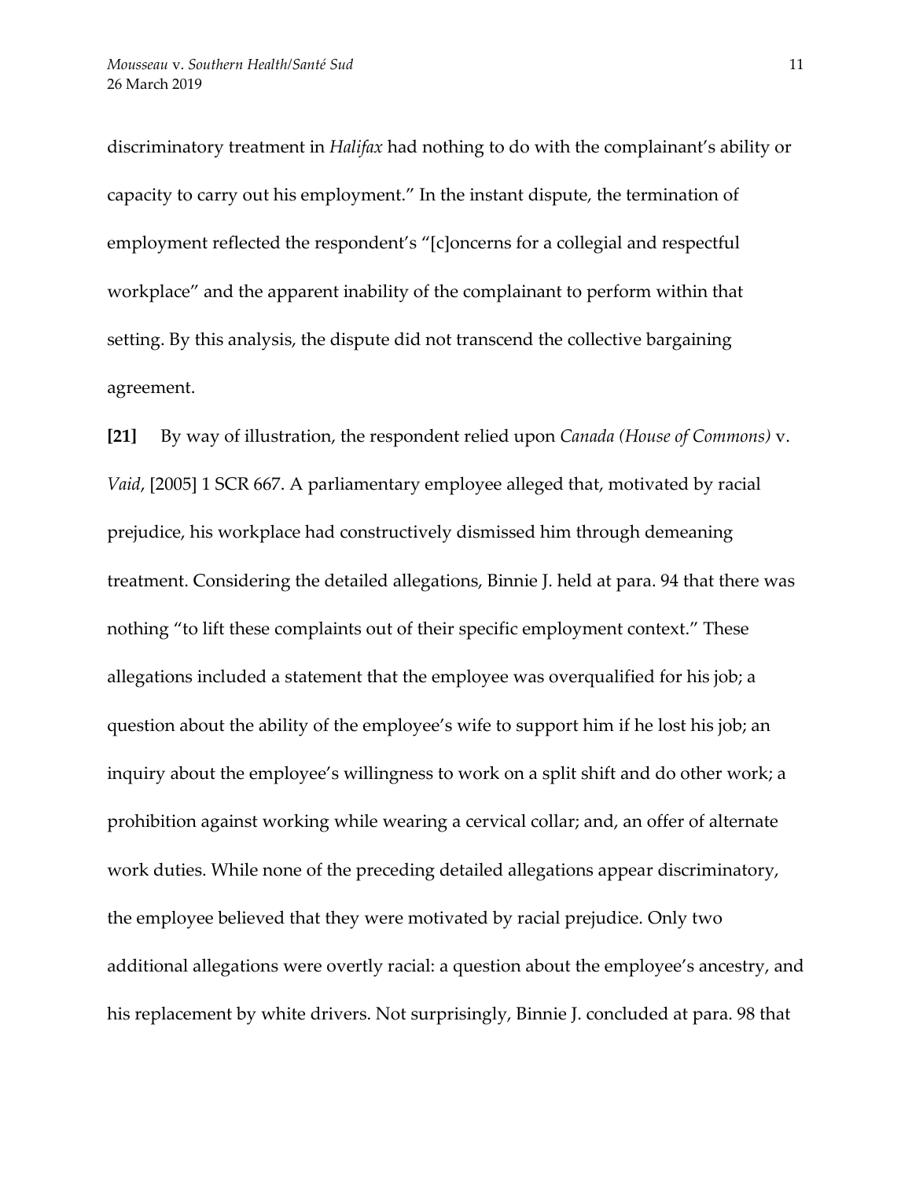discriminatory treatment in *Halifax* had nothing to do with the complainant's ability or capacity to carry out his employment." In the instant dispute, the termination of employment reflected the respondent's "[c]oncerns for a collegial and respectful workplace" and the apparent inability of the complainant to perform within that setting. By this analysis, the dispute did not transcend the collective bargaining agreement.

**[21]** By way of illustration, the respondent relied upon *Canada (House of Commons)* v. *Vaid*, [2005] 1 SCR 667. A parliamentary employee alleged that, motivated by racial prejudice, his workplace had constructively dismissed him through demeaning treatment. Considering the detailed allegations, Binnie J. held at para. 94 that there was nothing "to lift these complaints out of their specific employment context." These allegations included a statement that the employee was overqualified for his job; a question about the ability of the employee's wife to support him if he lost his job; an inquiry about the employee's willingness to work on a split shift and do other work; a prohibition against working while wearing a cervical collar; and, an offer of alternate work duties. While none of the preceding detailed allegations appear discriminatory, the employee believed that they were motivated by racial prejudice. Only two additional allegations were overtly racial: a question about the employee's ancestry, and his replacement by white drivers. Not surprisingly, Binnie J. concluded at para. 98 that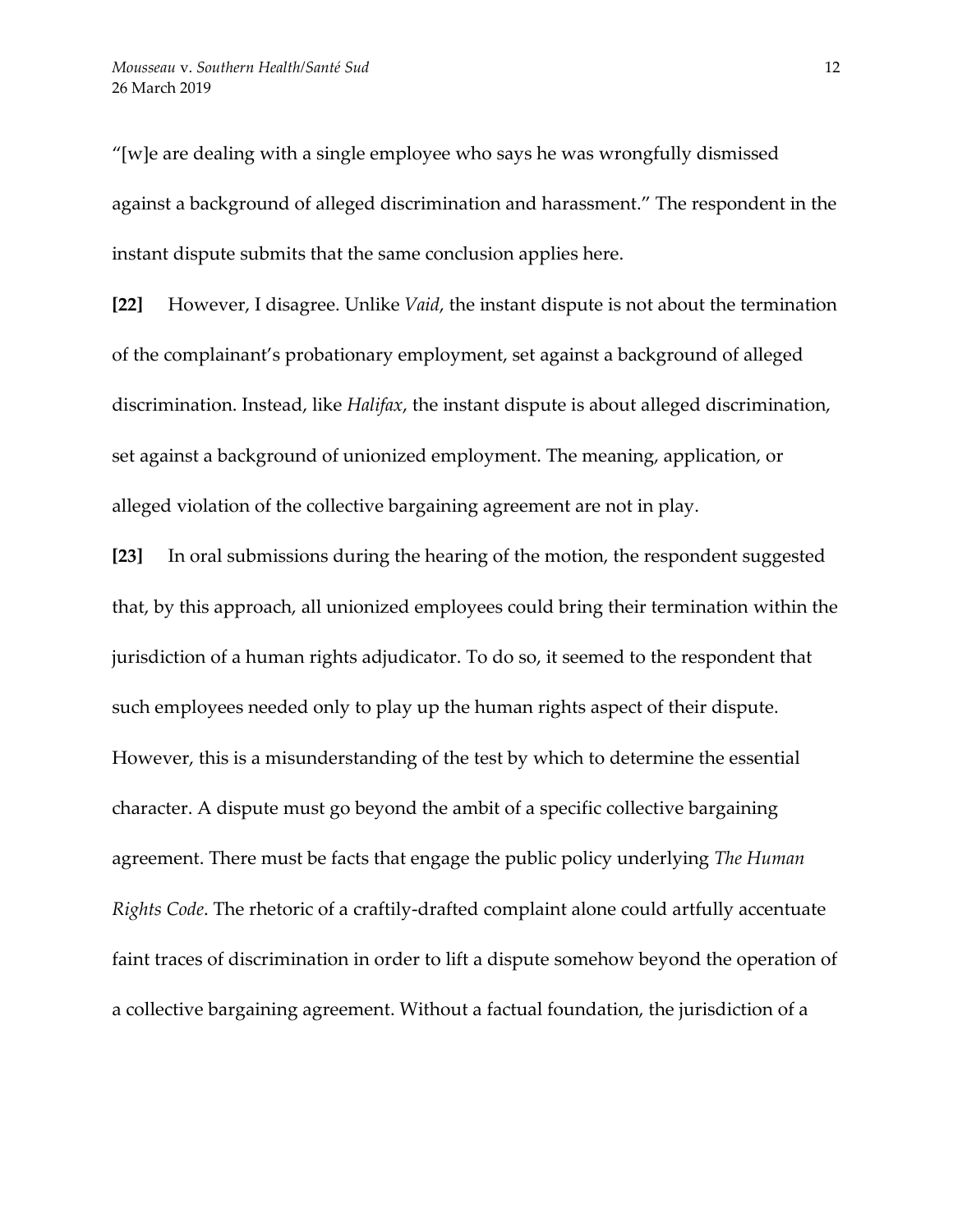"[w]e are dealing with a single employee who says he was wrongfully dismissed against a background of alleged discrimination and harassment." The respondent in the instant dispute submits that the same conclusion applies here.

**[22]** However, I disagree. Unlike *Vaid*, the instant dispute is not about the termination of the complainant's probationary employment, set against a background of alleged discrimination. Instead, like *Halifax*, the instant dispute is about alleged discrimination, set against a background of unionized employment. The meaning, application, or alleged violation of the collective bargaining agreement are not in play.

**[23]** In oral submissions during the hearing of the motion, the respondent suggested that, by this approach, all unionized employees could bring their termination within the jurisdiction of a human rights adjudicator. To do so, it seemed to the respondent that such employees needed only to play up the human rights aspect of their dispute. However, this is a misunderstanding of the test by which to determine the essential character. A dispute must go beyond the ambit of a specific collective bargaining agreement. There must be facts that engage the public policy underlying *The Human Rights Code*. The rhetoric of a craftily-drafted complaint alone could artfully accentuate faint traces of discrimination in order to lift a dispute somehow beyond the operation of a collective bargaining agreement. Without a factual foundation, the jurisdiction of a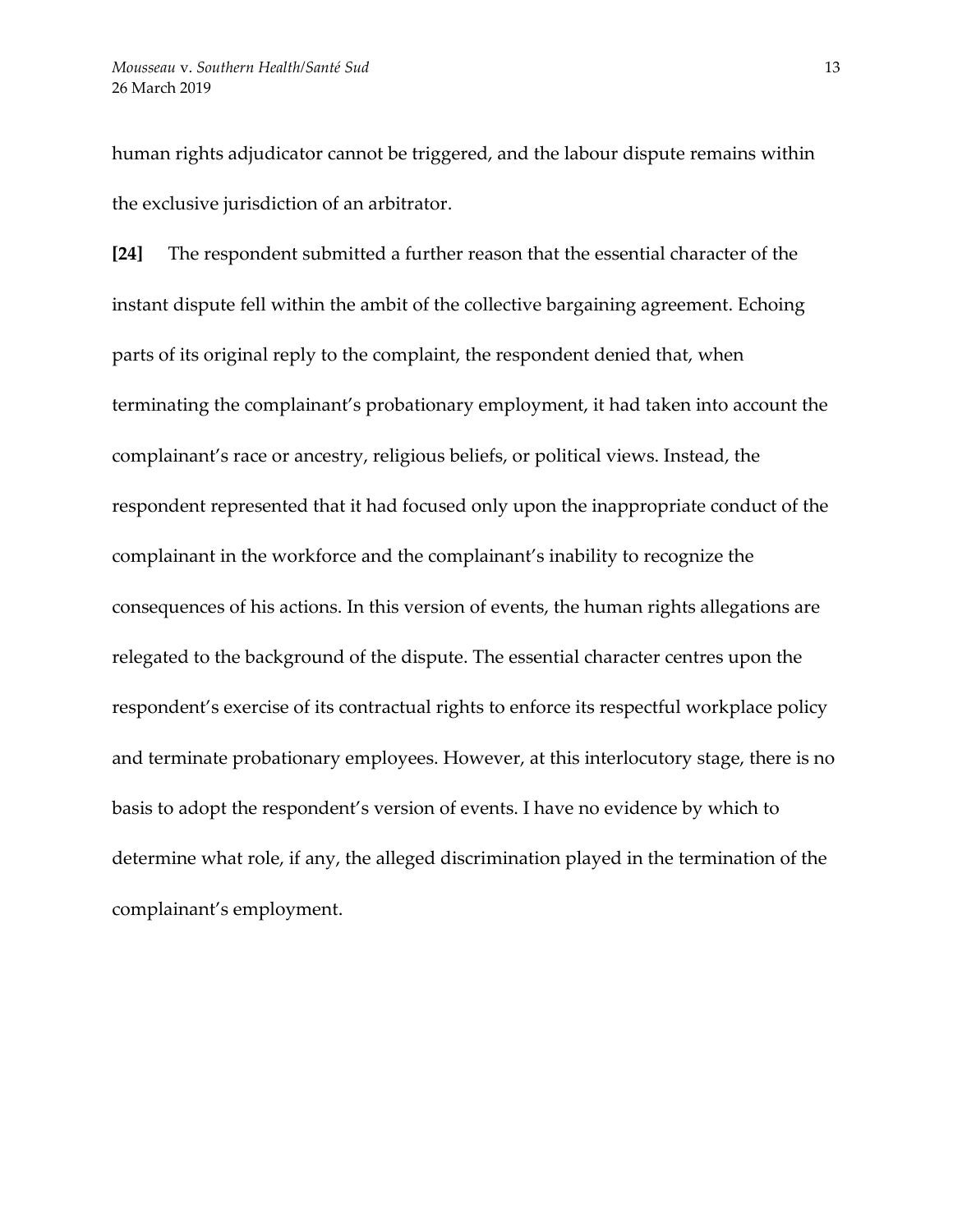human rights adjudicator cannot be triggered, and the labour dispute remains within the exclusive jurisdiction of an arbitrator.

**[24]** The respondent submitted a further reason that the essential character of the instant dispute fell within the ambit of the collective bargaining agreement. Echoing parts of its original reply to the complaint, the respondent denied that, when terminating the complainant's probationary employment, it had taken into account the complainant's race or ancestry, religious beliefs, or political views. Instead, the respondent represented that it had focused only upon the inappropriate conduct of the complainant in the workforce and the complainant's inability to recognize the consequences of his actions. In this version of events, the human rights allegations are relegated to the background of the dispute. The essential character centres upon the respondent's exercise of its contractual rights to enforce its respectful workplace policy and terminate probationary employees. However, at this interlocutory stage, there is no basis to adopt the respondent's version of events. I have no evidence by which to determine what role, if any, the alleged discrimination played in the termination of the complainant's employment.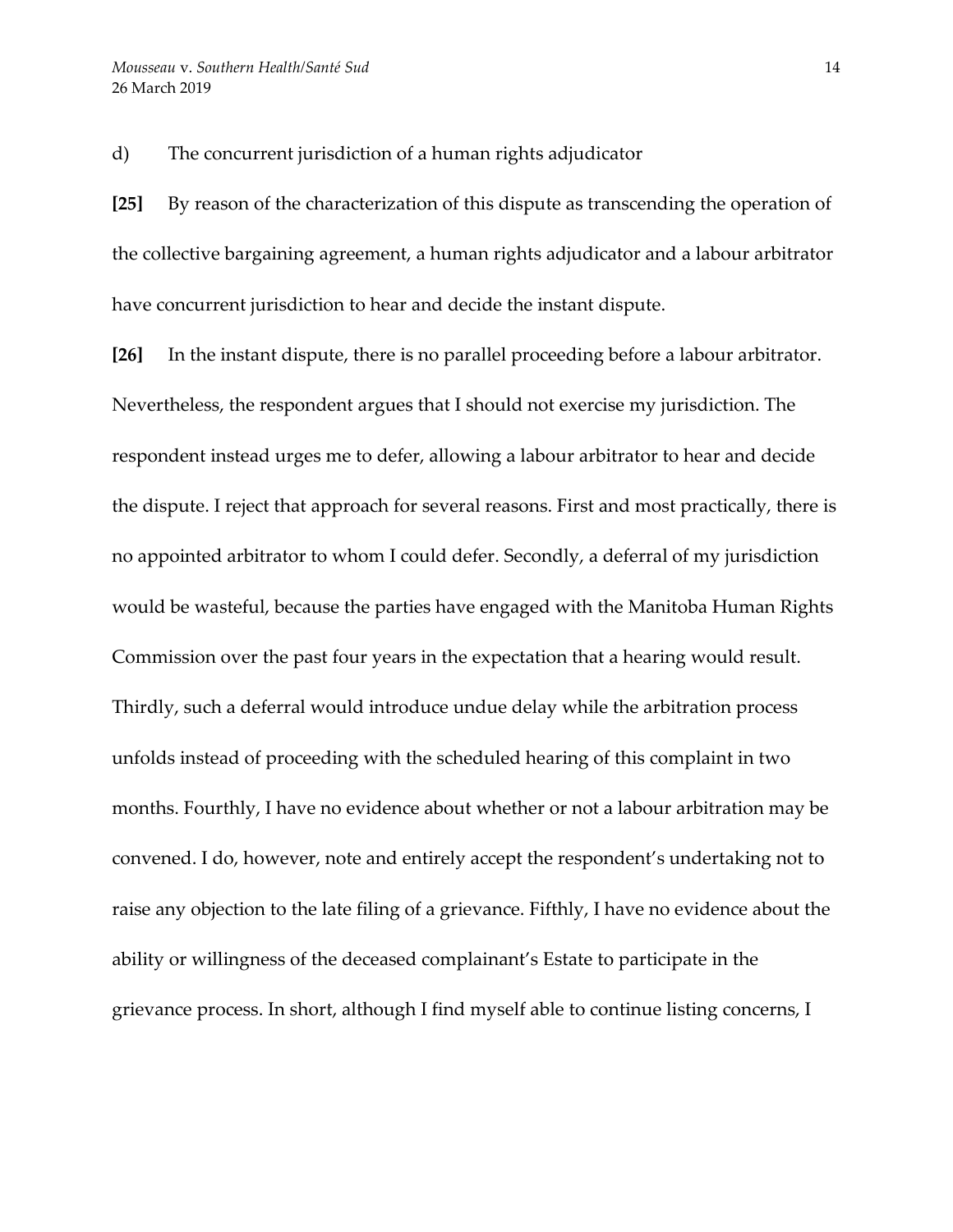d) The concurrent jurisdiction of a human rights adjudicator

**[25]** By reason of the characterization of this dispute as transcending the operation of the collective bargaining agreement, a human rights adjudicator and a labour arbitrator have concurrent jurisdiction to hear and decide the instant dispute.

**[26]** In the instant dispute, there is no parallel proceeding before a labour arbitrator. Nevertheless, the respondent argues that I should not exercise my jurisdiction. The respondent instead urges me to defer, allowing a labour arbitrator to hear and decide the dispute. I reject that approach for several reasons. First and most practically, there is no appointed arbitrator to whom I could defer. Secondly, a deferral of my jurisdiction would be wasteful, because the parties have engaged with the Manitoba Human Rights Commission over the past four years in the expectation that a hearing would result. Thirdly, such a deferral would introduce undue delay while the arbitration process unfolds instead of proceeding with the scheduled hearing of this complaint in two months. Fourthly, I have no evidence about whether or not a labour arbitration may be convened. I do, however, note and entirely accept the respondent's undertaking not to raise any objection to the late filing of a grievance. Fifthly, I have no evidence about the ability or willingness of the deceased complainant's Estate to participate in the grievance process. In short, although I find myself able to continue listing concerns, I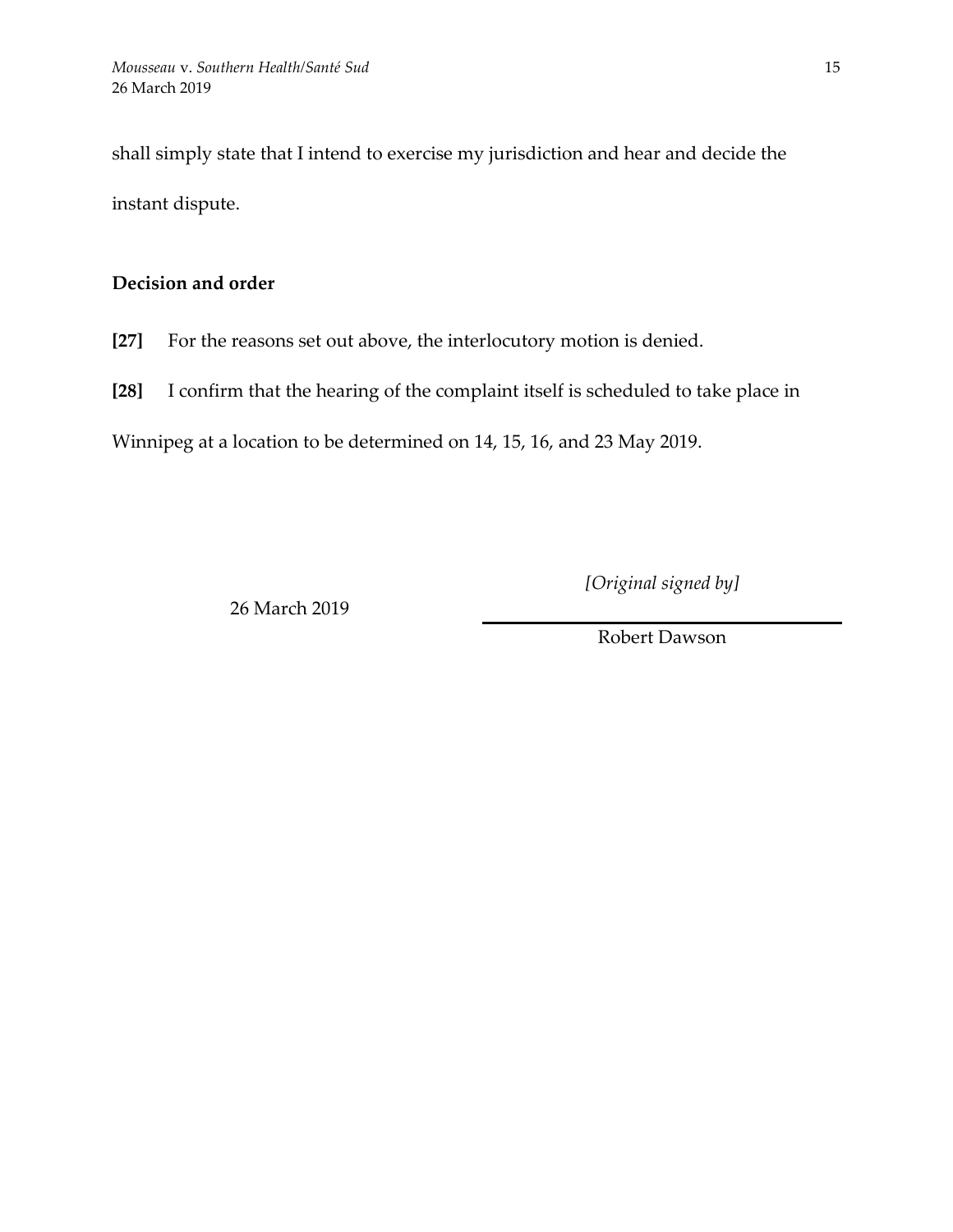shall simply state that I intend to exercise my jurisdiction and hear and decide the instant dispute.

## Decision and order

**[27]** For the reasons set out above, the interlocutory motion is denied.

**[28]** I confirm that the hearing of the complaint itself is scheduled to take place in Winnipeg at a location to be determined on 14, 15, 16, and 23 May 2019.

*[Original signed by]*

26 March 2019

Robert Dawson